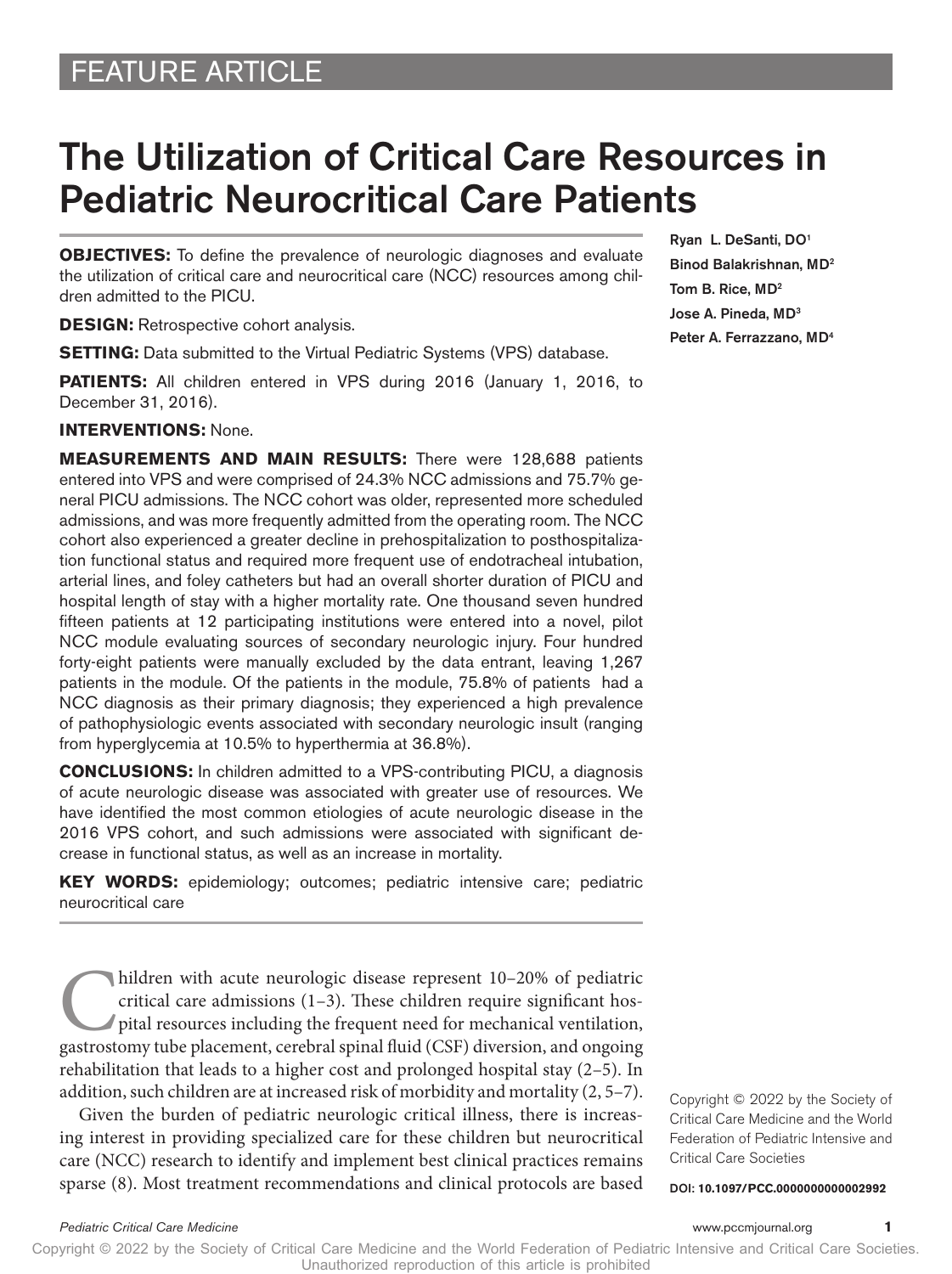FEATURE ARTICLE

# The Utilization of Critical Care Resources in Pediatric Neurocritical Care Patients

Ryan L. DeSanti, DO[1]
Binod Balakrishnan, MD[2]
Tom B. Rice, MD[2]
Jose A. Pineda, MD[3]
Peter A. Ferrazzano, MD[4]

**OBJECTIVES:** To define the prevalence of neurologic diagnoses and evaluate the utilization of critical care and neurocritical care (NCC) resources among children admitted to the PICU.

**DESIGN:** Retrospective cohort analysis.

**SETTING:** Data submitted to the Virtual Pediatric Systems (VPS) database.

**PATIENTS:** All children entered in VPS during 2016 (January 1, 2016, to December 31, 2016).

**INTERVENTIONS:** None.

**MEASUREMENTS AND MAIN RESULTS:** There were 128,688 patients entered into VPS and were comprised of 24.3% NCC admissions and 75.7% general PICU admissions. The NCC cohort was older, represented more scheduled admissions, and was more frequently admitted from the operating room. The NCC cohort also experienced a greater decline in prehospitalization to posthospitalization functional status and required more frequent use of endotracheal intubation, arterial lines, and foley catheters but had an overall shorter duration of PICU and hospital length of stay with a higher mortality rate. One thousand seven hundred fifteen patients at 12 participating institutions were entered into a novel, pilot NCC module evaluating sources of secondary neurologic injury. Four hundred forty-eight patients were manually excluded by the data entrant, leaving 1,267 patients in the module. Of the patients in the module, 75.8% of patients had a NCC diagnosis as their primary diagnosis; they experienced a high prevalence of pathophysiologic events associated with secondary neurologic insult (ranging from hyperglycemia at 10.5% to hyperthermia at 36.8%).

**CONCLUSIONS:** In children admitted to a VPS-contributing PICU, a diagnosis of acute neurologic disease was associated with greater use of resources. We have identified the most common etiologies of acute neurologic disease in the 2016 VPS cohort, and such admissions were associated with significant decrease in functional status, as well as an increase in mortality.

**KEY WORDS:** epidemiology; outcomes; pediatric intensive care; pediatric neurocritical care

Children with acute neurologic disease represent 10–20% of pediatric critical care admissions (1–3). These children require significant hospital resources including the frequent need for mechanical ventilation, gastrostomy tube placement, cerebral spinal fluid (CSF) diversion, and ongoing rehabilitation that leads to a higher cost and prolonged hospital stay (2–5). In addition, such children are at increased risk of morbidity and mortality (2, 5–7).

Given the burden of pediatric neurologic critical illness, there is increasing interest in providing specialized care for these children but neurocritical care (NCC) research to identify and implement best clinical practices remains sparse (8). Most treatment recommendations and clinical protocols are based

Copyright © 2022 by the Society of Critical Care Medicine and the World Federation of Pediatric Intensive and Critical Care Societies

**DOI: 10.1097/PCC.0000000000002992**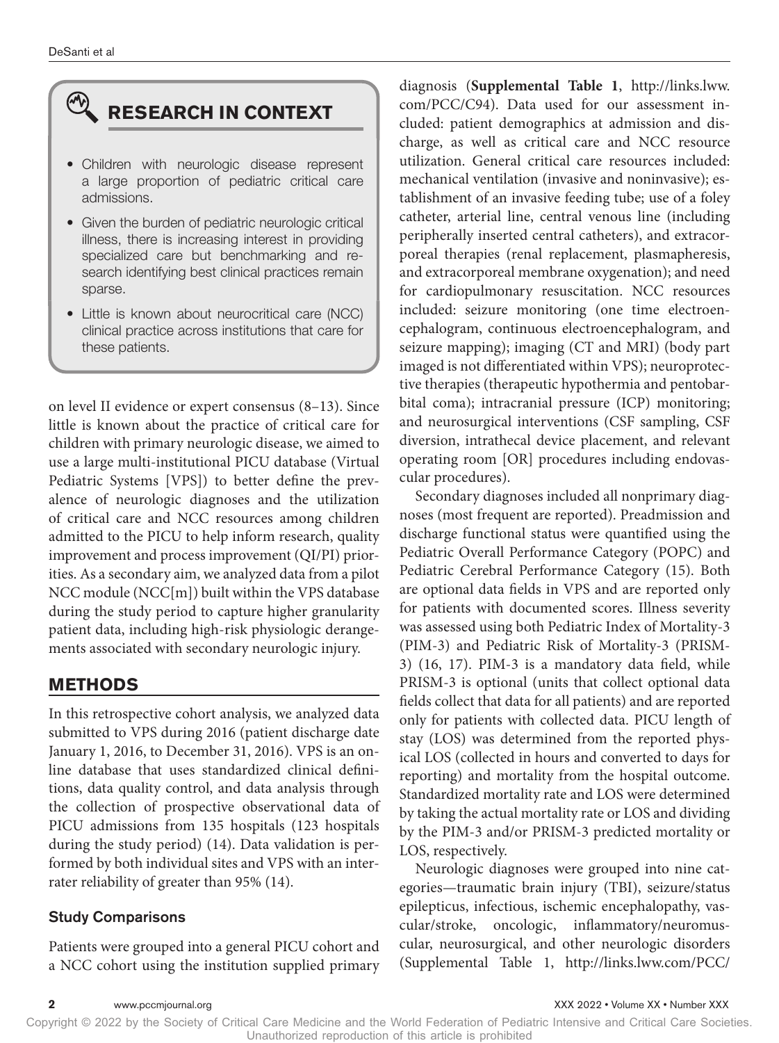## RESEARCH IN CONTEXT

- Children with neurologic disease represent a large proportion of pediatric critical care admissions.
- Given the burden of pediatric neurologic critical illness, there is increasing interest in providing specialized care but benchmarking and research identifying best clinical practices remain sparse.
- Little is known about neurocritical care (NCC) clinical practice across institutions that care for these patients.

on level II evidence or expert consensus (8–13). Since little is known about the practice of critical care for children with primary neurologic disease, we aimed to use a large multi-institutional PICU database (Virtual Pediatric Systems [VPS]) to better define the prevalence of neurologic diagnoses and the utilization of critical care and NCC resources among children admitted to the PICU to help inform research, quality improvement and process improvement (QI/PI) priorities. As a secondary aim, we analyzed data from a pilot NCC module (NCC[m]) built within the VPS database during the study period to capture higher granularity patient data, including high-risk physiologic derangements associated with secondary neurologic injury.

## METHODS

In this retrospective cohort analysis, we analyzed data submitted to VPS during 2016 (patient discharge date January 1, 2016, to December 31, 2016). VPS is an online database that uses standardized clinical definitions, data quality control, and data analysis through the collection of prospective observational data of PICU admissions from 135 hospitals (123 hospitals during the study period) (14). Data validation is performed by both individual sites and VPS with an interrater reliability of greater than 95% (14).

### Study Comparisons

Patients were grouped into a general PICU cohort and a NCC cohort using the institution supplied primary diagnosis (**Supplemental Table 1**, http://links.lww.com/PCC/C94). Data used for our assessment included: patient demographics at admission and discharge, as well as critical care and NCC resource utilization. General critical care resources included: mechanical ventilation (invasive and noninvasive); establishment of an invasive feeding tube; use of a foley catheter, arterial line, central venous line (including peripherally inserted central catheters), and extracorporeal therapies (renal replacement, plasmapheresis, and extracorporeal membrane oxygenation); and need for cardiopulmonary resuscitation. NCC resources included: seizure monitoring (one time electroencephalogram, continuous electroencephalogram, and seizure mapping); imaging (CT and MRI) (body part imaged is not differentiated within VPS); neuroprotective therapies (therapeutic hypothermia and pentobarbital coma); intracranial pressure (ICP) monitoring; and neurosurgical interventions (CSF sampling, CSF diversion, intrathecal device placement, and relevant operating room [OR] procedures including endovascular procedures).

Secondary diagnoses included all nonprimary diagnoses (most frequent are reported). Preadmission and discharge functional status were quantified using the Pediatric Overall Performance Category (POPC) and Pediatric Cerebral Performance Category (15). Both are optional data fields in VPS and are reported only for patients with documented scores. Illness severity was assessed using both Pediatric Index of Mortality-3 (PIM-3) and Pediatric Risk of Mortality-3 (PRISM-3) (16, 17). PIM-3 is a mandatory data field, while PRISM-3 is optional (units that collect optional data fields collect that data for all patients) and are reported only for patients with collected data. PICU length of stay (LOS) was determined from the reported physical LOS (collected in hours and converted to days for reporting) and mortality from the hospital outcome. Standardized mortality rate and LOS were determined by taking the actual mortality rate or LOS and dividing by the PIM-3 and/or PRISM-3 predicted mortality or LOS, respectively.

Neurologic diagnoses were grouped into nine categories—traumatic brain injury (TBI), seizure/status epilepticus, infectious, ischemic encephalopathy, vascular/stroke, oncologic, inflammatory/neuromuscular, neurosurgical, and other neurologic disorders (Supplemental Table 1, http://links.lww.com/PCC/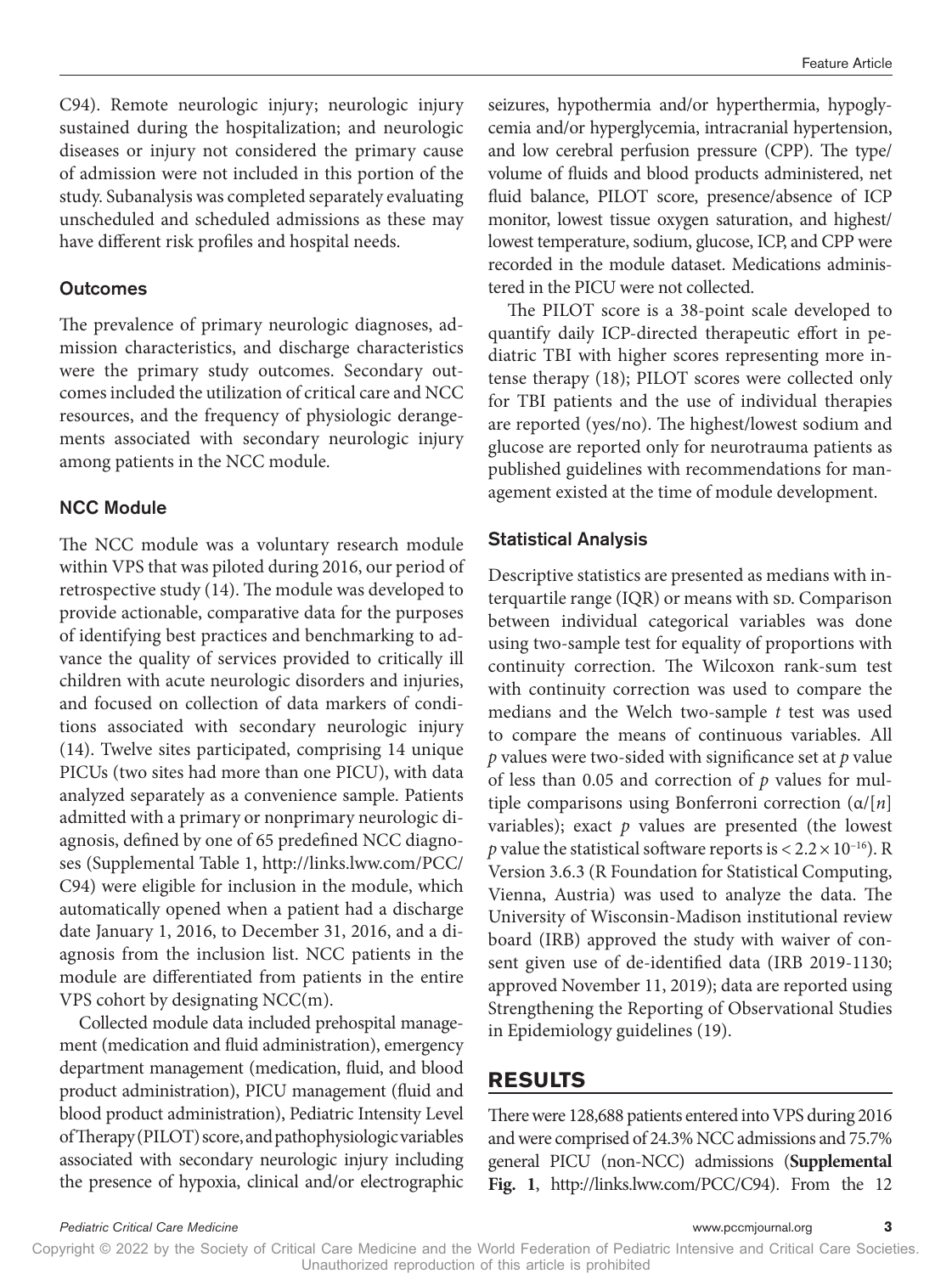C94). Remote neurologic injury; neurologic injury sustained during the hospitalization; and neurologic diseases or injury not considered the primary cause of admission were not included in this portion of the study. Subanalysis was completed separately evaluating unscheduled and scheduled admissions as these may have different risk profiles and hospital needs.

### Outcomes

The prevalence of primary neurologic diagnoses, admission characteristics, and discharge characteristics were the primary study outcomes. Secondary outcomes included the utilization of critical care and NCC resources, and the frequency of physiologic derangements associated with secondary neurologic injury among patients in the NCC module.

### NCC Module

The NCC module was a voluntary research module within VPS that was piloted during 2016, our period of retrospective study (14). The module was developed to provide actionable, comparative data for the purposes of identifying best practices and benchmarking to advance the quality of services provided to critically ill children with acute neurologic disorders and injuries, and focused on collection of data markers of conditions associated with secondary neurologic injury (14). Twelve sites participated, comprising 14 unique PICUs (two sites had more than one PICU), with data analyzed separately as a convenience sample. Patients admitted with a primary or nonprimary neurologic diagnosis, defined by one of 65 predefined NCC diagnoses (Supplemental Table 1, http://links.lww.com/PCC/C94) were eligible for inclusion in the module, which automatically opened when a patient had a discharge date January 1, 2016, to December 31, 2016, and a diagnosis from the inclusion list. NCC patients in the module are differentiated from patients in the entire VPS cohort by designating NCC(m).

Collected module data included prehospital management (medication and fluid administration), emergency department management (medication, fluid, and blood product administration), PICU management (fluid and blood product administration), Pediatric Intensity Level of Therapy (PILOT) score, and pathophysiologic variables associated with secondary neurologic injury including the presence of hypoxia, clinical and/or electrographic seizures, hypothermia and/or hyperthermia, hypoglycemia and/or hyperglycemia, intracranial hypertension, and low cerebral perfusion pressure (CPP). The type/volume of fluids and blood products administered, net fluid balance, PILOT score, presence/absence of ICP monitor, lowest tissue oxygen saturation, and highest/lowest temperature, sodium, glucose, ICP, and CPP were recorded in the module dataset. Medications administered in the PICU were not collected.

The PILOT score is a 38-point scale developed to quantify daily ICP-directed therapeutic effort in pediatric TBI with higher scores representing more intense therapy (18); PILOT scores were collected only for TBI patients and the use of individual therapies are reported (yes/no). The highest/lowest sodium and glucose are reported only for neurotrauma patients as published guidelines with recommendations for management existed at the time of module development.

### Statistical Analysis

Descriptive statistics are presented as medians with interquartile range (IQR) or means with SD. Comparison between individual categorical variables was done using two-sample test for equality of proportions with continuity correction. The Wilcoxon rank-sum test with continuity correction was used to compare the medians and the Welch two-sample *t* test was used to compare the means of continuous variables. All *p* values were two-sided with significance set at *p* value of less than 0.05 and correction of *p* values for multiple comparisons using Bonferroni correction ($\alpha/[n]$ variables); exact *p* values are presented (the lowest *p* value the statistical software reports is $< 2.2 \times 10^{-16}$). R Version 3.6.3 (R Foundation for Statistical Computing, Vienna, Austria) was used to analyze the data. The University of Wisconsin-Madison institutional review board (IRB) approved the study with waiver of consent given use of de-identified data (IRB 2019-1130; approved November 11, 2019); data are reported using Strengthening the Reporting of Observational Studies in Epidemiology guidelines (19).

## RESULTS

There were 128,688 patients entered into VPS during 2016 and were comprised of 24.3% NCC admissions and 75.7% general PICU (non-NCC) admissions (**Supplemental Fig. 1**, http://links.lww.com/PCC/C94). From the 12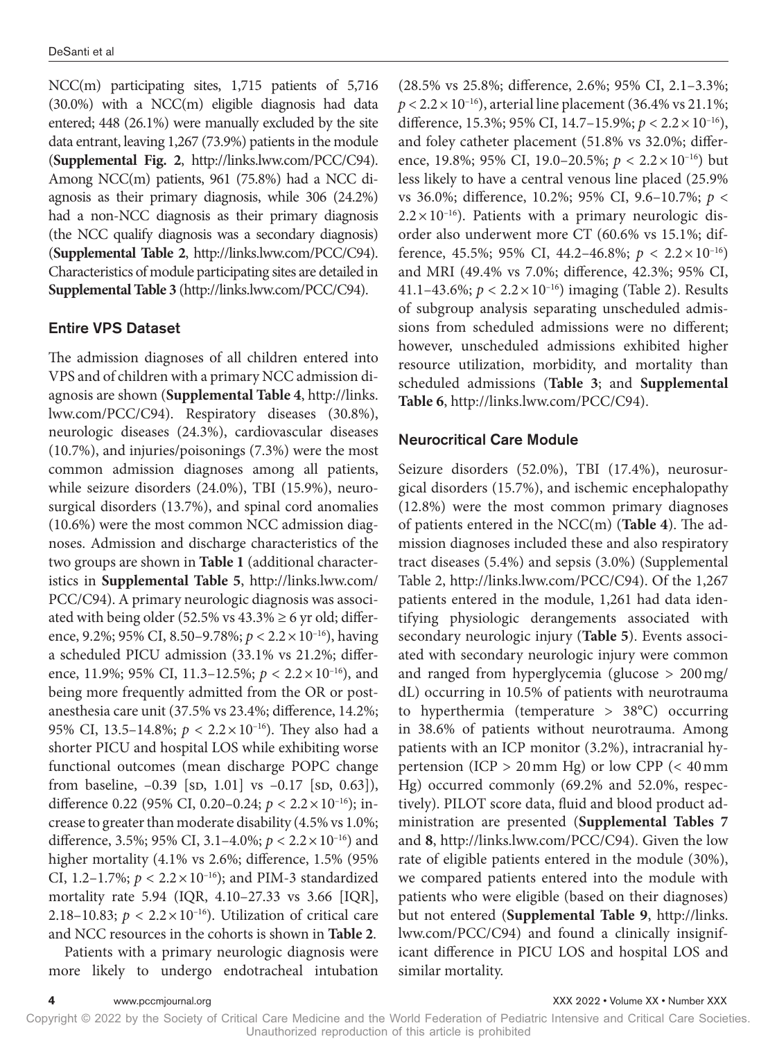NCC(m) participating sites, 1,715 patients of 5,716 (30.0%) with a NCC(m) eligible diagnosis had data entered; 448 (26.1%) were manually excluded by the site data entrant, leaving 1,267 (73.9%) patients in the module (**Supplemental Fig. 2**, http://links.lww.com/PCC/C94). Among NCC(m) patients, 961 (75.8%) had a NCC diagnosis as their primary diagnosis, while 306 (24.2%) had a non-NCC diagnosis as their primary diagnosis (the NCC qualify diagnosis was a secondary diagnosis) (**Supplemental Table 2**, http://links.lww.com/PCC/C94). Characteristics of module participating sites are detailed in **Supplemental Table 3** (http://links.lww.com/PCC/C94).

## Entire VPS Dataset

The admission diagnoses of all children entered into VPS and of children with a primary NCC admission diagnosis are shown (**Supplemental Table 4**, http://links.lww.com/PCC/C94). Respiratory diseases (30.8%), neurologic diseases (24.3%), cardiovascular diseases (10.7%), and injuries/poisonings (7.3%) were the most common admission diagnoses among all patients, while seizure disorders (24.0%), TBI (15.9%), neurosurgical disorders (13.7%), and spinal cord anomalies (10.6%) were the most common NCC admission diagnoses. Admission and discharge characteristics of the two groups are shown in **Table 1** (additional characteristics in **Supplemental Table 5**, http://links.lww.com/PCC/C94). A primary neurologic diagnosis was associated with being older (52.5% vs 43.3% ≥ 6 yr old; difference, 9.2%; 95% CI, 8.50–9.78%; $p < 2.2 \times 10^{-16}$), having a scheduled PICU admission (33.1% vs 21.2%; difference, 11.9%; 95% CI, 11.3–12.5%; $p < 2.2 \times 10^{-16}$), and being more frequently admitted from the OR or postanesthesia care unit (37.5% vs 23.4%; difference, 14.2%; 95% CI, 13.5–14.8%; $p < 2.2 \times 10^{-16}$). They also had a shorter PICU and hospital LOS while exhibiting worse functional outcomes (mean discharge POPC change from baseline, –0.39 [SD, 1.01] vs –0.17 [SD, 0.63]), difference 0.22 (95% CI, 0.20–0.24; $p < 2.2 \times 10^{-16}$); increase to greater than moderate disability (4.5% vs 1.0%; difference, 3.5%; 95% CI, 3.1–4.0%; $p < 2.2 \times 10^{-16}$) and higher mortality (4.1% vs 2.6%; difference, 1.5% (95% CI, 1.2–1.7%; $p < 2.2 \times 10^{-16}$); and PIM-3 standardized mortality rate 5.94 (IQR, 4.10–27.33 vs 3.66 [IQR], 2.18–10.83; $p < 2.2 \times 10^{-16}$). Utilization of critical care and NCC resources in the cohorts is shown in **Table 2**.

Patients with a primary neurologic diagnosis were more likely to undergo endotracheal intubation (28.5% vs 25.8%; difference, 2.6%; 95% CI, 2.1–3.3%; $p < 2.2 \times 10^{-16}$), arterial line placement (36.4% vs 21.1%; difference, 15.3%; 95% CI, 14.7–15.9%; $p < 2.2 \times 10^{-16}$), and foley catheter placement (51.8% vs 32.0%; difference, 19.8%; 95% CI, 19.0–20.5%; $p < 2.2 \times 10^{-16}$) but less likely to have a central venous line placed (25.9% vs 36.0%; difference, 10.2%; 95% CI, 9.6–10.7%; $p < 2.2 \times 10^{-16}$). Patients with a primary neurologic disorder also underwent more CT (60.6% vs 15.1%; difference, 45.5%; 95% CI, 44.2–46.8%; $p < 2.2 \times 10^{-16}$) and MRI (49.4% vs 7.0%; difference, 42.3%; 95% CI, 41.1–43.6%; $p < 2.2 \times 10^{-16}$) imaging (Table 2). Results of subgroup analysis separating unscheduled admissions from scheduled admissions were no different; however, unscheduled admissions exhibited higher resource utilization, morbidity, and mortality than scheduled admissions (**Table 3**; and **Supplemental Table 6**, http://links.lww.com/PCC/C94).

## Neurocritical Care Module

Seizure disorders (52.0%), TBI (17.4%), neurosurgical disorders (15.7%), and ischemic encephalopathy (12.8%) were the most common primary diagnoses of patients entered in the NCC(m) (**Table 4**). The admission diagnoses included these and also respiratory tract diseases (5.4%) and sepsis (3.0%) (Supplemental Table 2, http://links.lww.com/PCC/C94). Of the 1,267 patients entered in the module, 1,261 had data identifying physiologic derangements associated with secondary neurologic injury (**Table 5**). Events associated with secondary neurologic injury were common and ranged from hyperglycemia (glucose > 200 mg/dL) occurring in 10.5% of patients with neurotrauma to hyperthermia (temperature > 38°C) occurring in 38.6% of patients without neurotrauma. Among patients with an ICP monitor (3.2%), intracranial hypertension (ICP > 20 mm Hg) or low CPP (< 40 mm Hg) occurred commonly (69.2% and 52.0%, respectively). PILOT score data, fluid and blood product administration are presented (**Supplemental Tables 7** and **8**, http://links.lww.com/PCC/C94). Given the low rate of eligible patients entered in the module (30%), we compared patients entered into the module with patients who were eligible (based on their diagnoses) but not entered (**Supplemental Table 9**, http://links.lww.com/PCC/C94) and found a clinically insignificant difference in PICU LOS and hospital LOS and similar mortality.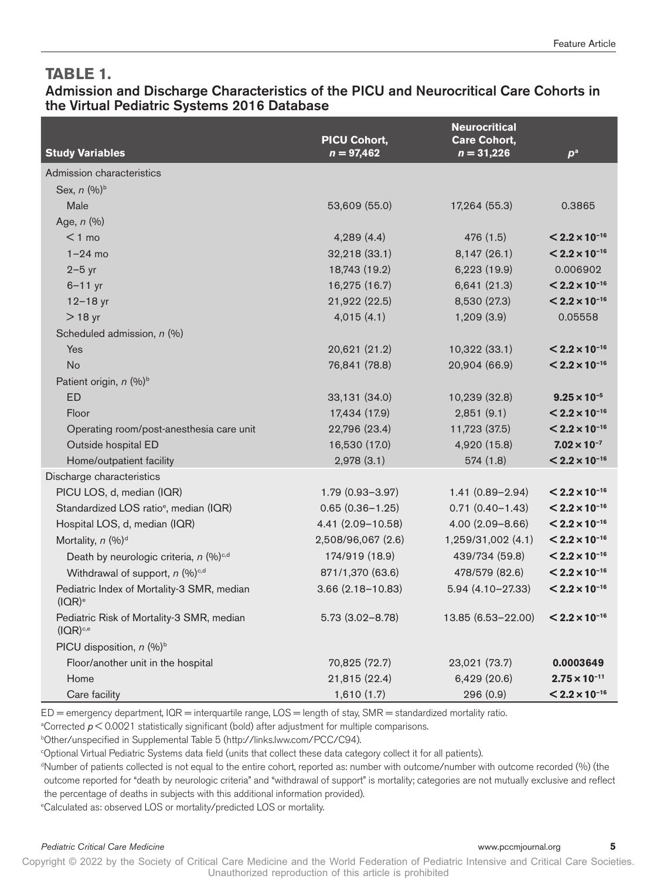## TABLE 1.

### Admission and Discharge Characteristics of the PICU and Neurocritical Care Cohorts in the Virtual Pediatric Systems 2016 Database

| Study Variables | PICU Cohort, $n = 97,462$ | Neurocritical Care Cohort, $n = 31,226$ | $p$[a] |
|---|---|---|---|
| Admission characteristics | | | |
| Sex, $n$ (%)[b] | | | |
| Male | 53,609 (55.0) | 17,264 (55.3) | 0.3865 |
| Age, $n$ (%) | | | |
| < 1 mo | 4,289 (4.4) | 476 (1.5) | **$< 2.2 \times 10^{-16}$** |
| 1–24 mo | 32,218 (33.1) | 8,147 (26.1) | **$< 2.2 \times 10^{-16}$** |
| 2–5 yr | 18,743 (19.2) | 6,223 (19.9) | 0.006902 |
| 6–11 yr | 16,275 (16.7) | 6,641 (21.3) | **$< 2.2 \times 10^{-16}$** |
| 12–18 yr | 21,922 (22.5) | 8,530 (27.3) | **$< 2.2 \times 10^{-16}$** |
| > 18 yr | 4,015 (4.1) | 1,209 (3.9) | 0.05558 |
| Scheduled admission, $n$ (%) | | | |
| Yes | 20,621 (21.2) | 10,322 (33.1) | **$< 2.2 \times 10^{-16}$** |
| No | 76,841 (78.8) | 20,904 (66.9) | **$< 2.2 \times 10^{-16}$** |
| Patient origin, $n$ (%)[b] | | | |
| ED | 33,131 (34.0) | 10,239 (32.8) | **$9.25 \times 10^{-5}$** |
| Floor | 17,434 (17.9) | 2,851 (9.1) | **$< 2.2 \times 10^{-16}$** |
| Operating room/post-anesthesia care unit | 22,796 (23.4) | 11,723 (37.5) | **$< 2.2 \times 10^{-16}$** |
| Outside hospital ED | 16,530 (17.0) | 4,920 (15.8) | **$7.02 \times 10^{-7}$** |
| Home/outpatient facility | 2,978 (3.1) | 574 (1.8) | **$< 2.2 \times 10^{-16}$** |
| Discharge characteristics | | | |
| PICU LOS, d, median (IQR) | 1.79 (0.93–3.97) | 1.41 (0.89–2.94) | **$< 2.2 \times 10^{-16}$** |
| Standardized LOS ratio[e], median (IQR) | 0.65 (0.36–1.25) | 0.71 (0.40–1.43) | **$< 2.2 \times 10^{-16}$** |
| Hospital LOS, d, median (IQR) | 4.41 (2.09–10.58) | 4.00 (2.09–8.66) | **$< 2.2 \times 10^{-16}$** |
| Mortality, $n$ (%)[d] | 2,508/96,067 (2.6) | 1,259/31,002 (4.1) | **$< 2.2 \times 10^{-16}$** |
| Death by neurologic criteria, $n$ (%)[c,d] | 174/919 (18.9) | 439/734 (59.8) | **$< 2.2 \times 10^{-16}$** |
| Withdrawal of support, $n$ (%)[c,d] | 871/1,370 (63.6) | 478/579 (82.6) | **$< 2.2 \times 10^{-16}$** |
| Pediatric Index of Mortality-3 SMR, median (IQR)[e] | 3.66 (2.18–10.83) | 5.94 (4.10–27.33) | **$< 2.2 \times 10^{-16}$** |
| Pediatric Risk of Mortality-3 SMR, median (IQR)[c,e] | 5.73 (3.02–8.78) | 13.85 (6.53–22.00) | **$< 2.2 \times 10^{-16}$** |
| PICU disposition, $n$ (%)[b] | | | |
| Floor/another unit in the hospital | 70,825 (72.7) | 23,021 (73.7) | **0.0003649** |
| Home | 21,815 (22.4) | 6,429 (20.6) | **$2.75 \times 10^{-11}$** |
| Care facility | 1,610 (1.7) | 296 (0.9) | **$< 2.2 \times 10^{-16}$** |

ED = emergency department, IQR = interquartile range, LOS = length of stay, SMR = standardized mortality ratio.

[a]Corrected $p < 0.0021$ statistically significant (bold) after adjustment for multiple comparisons.

[b]Other/unspecified in Supplemental Table 5 (http://links.lww.com/PCC/C94).

[c]Optional Virtual Pediatric Systems data field (units that collect these data category collect it for all patients).

[d]Number of patients collected is not equal to the entire cohort, reported as: number with outcome/number with outcome recorded (%) (the outcome reported for "death by neurologic criteria" and "withdrawal of support" is mortality; categories are not mutually exclusive and reflect the percentage of deaths in subjects with this additional information provided).

[e]Calculated as: observed LOS or mortality/predicted LOS or mortality.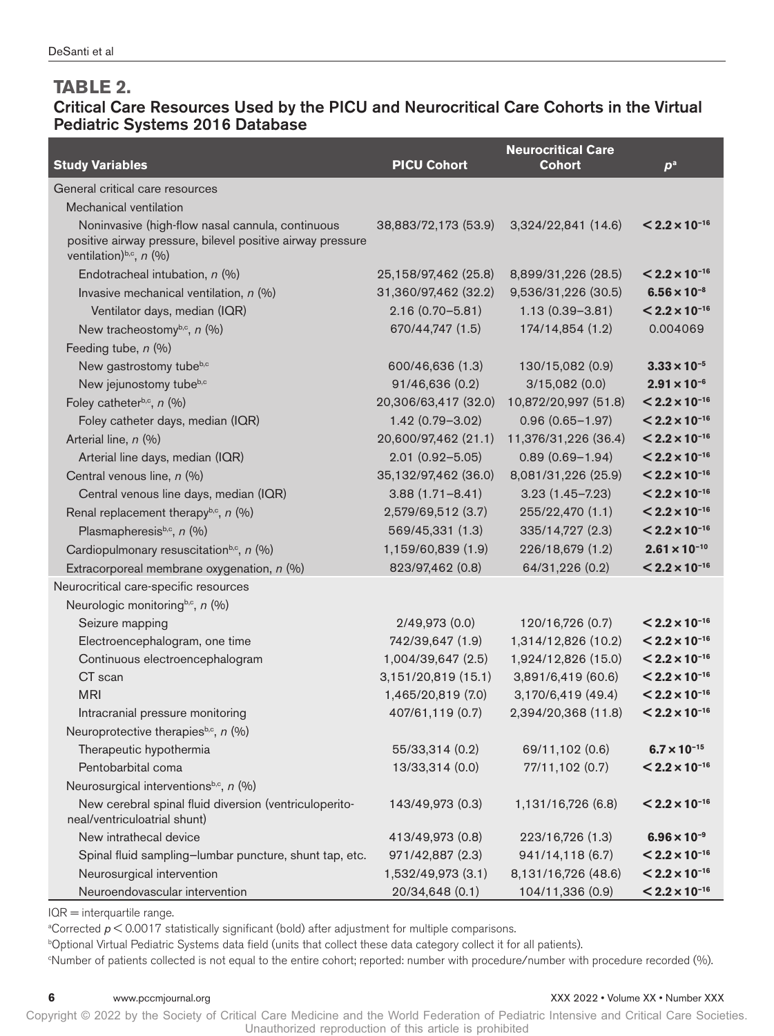## TABLE 2.

### Critical Care Resources Used by the PICU and Neurocritical Care Cohorts in the Virtual Pediatric Systems 2016 Database

| Study Variables | PICU Cohort | Neurocritical Care Cohort | $p$[a] |
|---|---|---|---|
| General critical care resources | | | |
| Mechanical ventilation | | | |
| Noninvasive (high-flow nasal cannula, continuous positive airway pressure, bilevel positive airway pressure ventilation)[b,c], *n* (%) | 38,883/72,173 (53.9) | 3,324/22,841 (14.6) | **$< 2.2 \times 10^{-16}$** |
| Endotracheal intubation, *n* (%) | 25,158/97,462 (25.8) | 8,899/31,226 (28.5) | **$< 2.2 \times 10^{-16}$** |
| Invasive mechanical ventilation, *n* (%) | 31,360/97,462 (32.2) | 9,536/31,226 (30.5) | **$6.56 \times 10^{-8}$** |
| Ventilator days, median (IQR) | 2.16 (0.70–5.81) | 1.13 (0.39–3.81) | **$< 2.2 \times 10^{-16}$** |
| New tracheostomy[b,c], *n* (%) | 670/44,747 (1.5) | 174/14,854 (1.2) | 0.004069 |
| Feeding tube, *n* (%) | | | |
| New gastrostomy tube[b,c] | 600/46,636 (1.3) | 130/15,082 (0.9) | **$3.33 \times 10^{-5}$** |
| New jejunostomy tube[b,c] | 91/46,636 (0.2) | 3/15,082 (0.0) | **$2.91 \times 10^{-6}$** |
| Foley catheter[b,c], *n* (%) | 20,306/63,417 (32.0) | 10,872/20,997 (51.8) | **$< 2.2 \times 10^{-16}$** |
| Foley catheter days, median (IQR) | 1.42 (0.79–3.02) | 0.96 (0.65–1.97) | **$< 2.2 \times 10^{-16}$** |
| Arterial line, *n* (%) | 20,600/97,462 (21.1) | 11,376/31,226 (36.4) | **$< 2.2 \times 10^{-16}$** |
| Arterial line days, median (IQR) | 2.01 (0.92–5.05) | 0.89 (0.69–1.94) | **$< 2.2 \times 10^{-16}$** |
| Central venous line, *n* (%) | 35,132/97,462 (36.0) | 8,081/31,226 (25.9) | **$< 2.2 \times 10^{-16}$** |
| Central venous line days, median (IQR) | 3.88 (1.71–8.41) | 3.23 (1.45–7.23) | **$< 2.2 \times 10^{-16}$** |
| Renal replacement therapy[b,c], *n* (%) | 2,579/69,512 (3.7) | 255/22,470 (1.1) | **$< 2.2 \times 10^{-16}$** |
| Plasmapheresis[b,c], *n* (%) | 569/45,331 (1.3) | 335/14,727 (2.3) | **$< 2.2 \times 10^{-16}$** |
| Cardiopulmonary resuscitation[b,c], *n* (%) | 1,159/60,839 (1.9) | 226/18,679 (1.2) | **$2.61 \times 10^{-10}$** |
| Extracorporeal membrane oxygenation, *n* (%) | 823/97,462 (0.8) | 64/31,226 (0.2) | **$< 2.2 \times 10^{-16}$** |
| Neurocritical care-specific resources | | | |
| Neurologic monitoring[b,c], *n* (%) | | | |
| Seizure mapping | 2/49,973 (0.0) | 120/16,726 (0.7) | **$< 2.2 \times 10^{-16}$** |
| Electroencephalogram, one time | 742/39,647 (1.9) | 1,314/12,826 (10.2) | **$< 2.2 \times 10^{-16}$** |
| Continuous electroencephalogram | 1,004/39,647 (2.5) | 1,924/12,826 (15.0) | **$< 2.2 \times 10^{-16}$** |
| CT scan | 3,151/20,819 (15.1) | 3,891/6,419 (60.6) | **$< 2.2 \times 10^{-16}$** |
| MRI | 1,465/20,819 (7.0) | 3,170/6,419 (49.4) | **$< 2.2 \times 10^{-16}$** |
| Intracranial pressure monitoring | 407/61,119 (0.7) | 2,394/20,368 (11.8) | **$< 2.2 \times 10^{-16}$** |
| Neuroprotective therapies[b,c], *n* (%) | | | |
| Therapeutic hypothermia | 55/33,314 (0.2) | 69/11,102 (0.6) | **$6.7 \times 10^{-15}$** |
| Pentobarbital coma | 13/33,314 (0.0) | 77/11,102 (0.7) | **$< 2.2 \times 10^{-16}$** |
| Neurosurgical interventions[b,c], *n* (%) | | | |
| New cerebral spinal fluid diversion (ventriculoperitoneal/ventriculoatrial shunt) | 143/49,973 (0.3) | 1,131/16,726 (6.8) | **$< 2.2 \times 10^{-16}$** |
| New intrathecal device | 413/49,973 (0.8) | 223/16,726 (1.3) | **$6.96 \times 10^{-9}$** |
| Spinal fluid sampling–lumbar puncture, shunt tap, etc. | 971/42,887 (2.3) | 941/14,118 (6.7) | **$< 2.2 \times 10^{-16}$** |
| Neurosurgical intervention | 1,532/49,973 (3.1) | 8,131/16,726 (48.6) | **$< 2.2 \times 10^{-16}$** |
| Neuroendovascular intervention | 20/34,648 (0.1) | 104/11,336 (0.9) | **$< 2.2 \times 10^{-16}$** |

IQR = interquartile range.

[a]Corrected $p < 0.0017$ statistically significant (bold) after adjustment for multiple comparisons.

[b]Optional Virtual Pediatric Systems data field (units that collect these data category collect it for all patients).

[c]Number of patients collected is not equal to the entire cohort; reported: number with procedure/number with procedure recorded (%).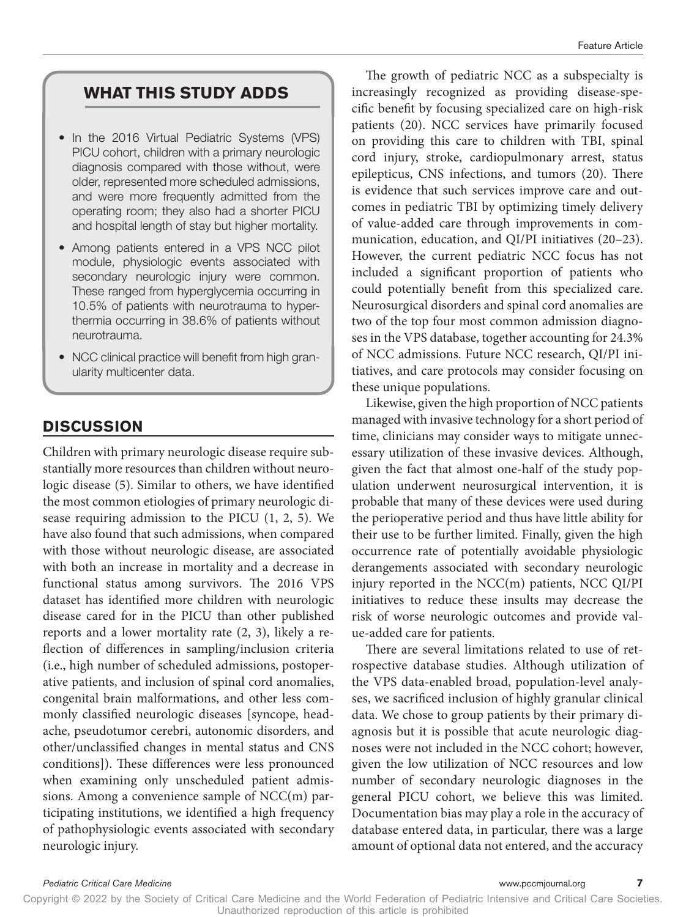## WHAT THIS STUDY ADDS

- In the 2016 Virtual Pediatric Systems (VPS) PICU cohort, children with a primary neurologic diagnosis compared with those without, were older, represented more scheduled admissions, and were more frequently admitted from the operating room; they also had a shorter PICU and hospital length of stay but higher mortality.
- Among patients entered in a VPS NCC pilot module, physiologic events associated with secondary neurologic injury were common. These ranged from hyperglycemia occurring in 10.5% of patients with neurotrauma to hyperthermia occurring in 38.6% of patients without neurotrauma.
- NCC clinical practice will benefit from high granularity multicenter data.

## DISCUSSION

Children with primary neurologic disease require substantially more resources than children without neurologic disease (5). Similar to others, we have identified the most common etiologies of primary neurologic disease requiring admission to the PICU (1, 2, 5). We have also found that such admissions, when compared with those without neurologic disease, are associated with both an increase in mortality and a decrease in functional status among survivors. The 2016 VPS dataset has identified more children with neurologic disease cared for in the PICU than other published reports and a lower mortality rate (2, 3), likely a reflection of differences in sampling/inclusion criteria (i.e., high number of scheduled admissions, postoperative patients, and inclusion of spinal cord anomalies, congenital brain malformations, and other less commonly classified neurologic diseases [syncope, headache, pseudotumor cerebri, autonomic disorders, and other/unclassified changes in mental status and CNS conditions]). These differences were less pronounced when examining only unscheduled patient admissions. Among a convenience sample of NCC(m) participating institutions, we identified a high frequency of pathophysiologic events associated with secondary neurologic injury.

The growth of pediatric NCC as a subspecialty is increasingly recognized as providing disease-specific benefit by focusing specialized care on high-risk patients (20). NCC services have primarily focused on providing this care to children with TBI, spinal cord injury, stroke, cardiopulmonary arrest, status epilepticus, CNS infections, and tumors (20). There is evidence that such services improve care and outcomes in pediatric TBI by optimizing timely delivery of value-added care through improvements in communication, education, and QI/PI initiatives (20–23). However, the current pediatric NCC focus has not included a significant proportion of patients who could potentially benefit from this specialized care. Neurosurgical disorders and spinal cord anomalies are two of the top four most common admission diagnoses in the VPS database, together accounting for 24.3% of NCC admissions. Future NCC research, QI/PI initiatives, and care protocols may consider focusing on these unique populations.

Likewise, given the high proportion of NCC patients managed with invasive technology for a short period of time, clinicians may consider ways to mitigate unnecessary utilization of these invasive devices. Although, given the fact that almost one-half of the study population underwent neurosurgical intervention, it is probable that many of these devices were used during the perioperative period and thus have little ability for their use to be further limited. Finally, given the high occurrence rate of potentially avoidable physiologic derangements associated with secondary neurologic injury reported in the NCC(m) patients, NCC QI/PI initiatives to reduce these insults may decrease the risk of worse neurologic outcomes and provide value-added care for patients.

There are several limitations related to use of retrospective database studies. Although utilization of the VPS data-enabled broad, population-level analyses, we sacrificed inclusion of highly granular clinical data. We chose to group patients by their primary diagnosis but it is possible that acute neurologic diagnoses were not included in the NCC cohort; however, given the low utilization of NCC resources and low number of secondary neurologic diagnoses in the general PICU cohort, we believe this was limited. Documentation bias may play a role in the accuracy of database entered data, in particular, there was a large amount of optional data not entered, and the accuracy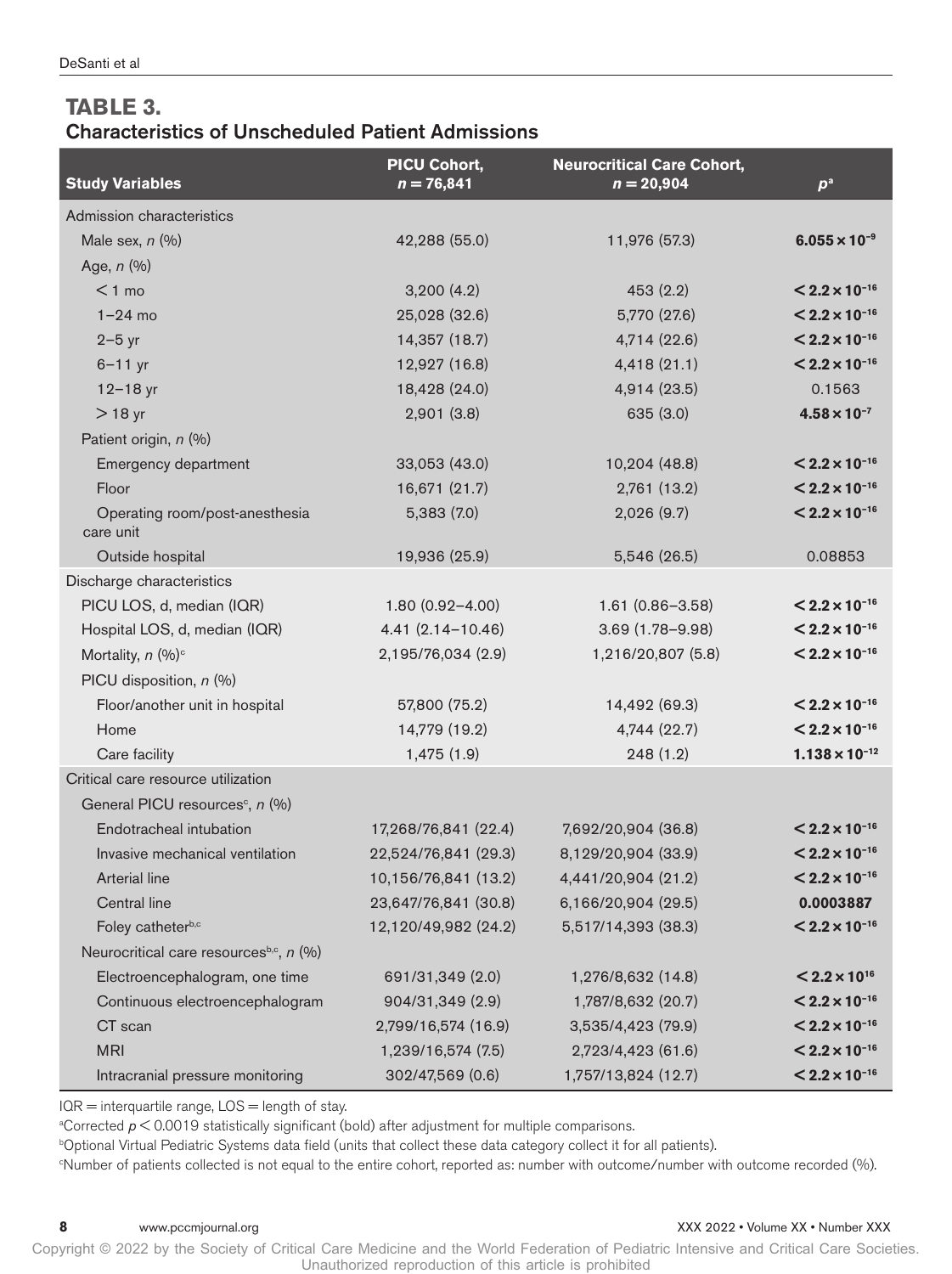## TABLE 3.
### Characteristics of Unscheduled Patient Admissions

| Study Variables | PICU Cohort, *n* = 76,841 | Neurocritical Care Cohort, *n* = 20,904 | *p*[a] |
|---|---|---|---|
| Admission characteristics | | | |
| Male sex, *n* (%) | 42,288 (55.0) | 11,976 (57.3) | $\mathbf{6.055 \times 10^{-9}}$ |
| Age, *n* (%) | | | |
| < 1 mo | 3,200 (4.2) | 453 (2.2) | $\mathbf{< 2.2 \times 10^{-16}}$ |
| 1–24 mo | 25,028 (32.6) | 5,770 (27.6) | $\mathbf{< 2.2 \times 10^{-16}}$ |
| 2–5 yr | 14,357 (18.7) | 4,714 (22.6) | $\mathbf{< 2.2 \times 10^{-16}}$ |
| 6–11 yr | 12,927 (16.8) | 4,418 (21.1) | $\mathbf{< 2.2 \times 10^{-16}}$ |
| 12–18 yr | 18,428 (24.0) | 4,914 (23.5) | 0.1563 |
| > 18 yr | 2,901 (3.8) | 635 (3.0) | $\mathbf{4.58 \times 10^{-7}}$ |
| Patient origin, *n* (%) | | | |
| Emergency department | 33,053 (43.0) | 10,204 (48.8) | $\mathbf{< 2.2 \times 10^{-16}}$ |
| Floor | 16,671 (21.7) | 2,761 (13.2) | $\mathbf{< 2.2 \times 10^{-16}}$ |
| Operating room/post-anesthesia care unit | 5,383 (7.0) | 2,026 (9.7) | $\mathbf{< 2.2 \times 10^{-16}}$ |
| Outside hospital | 19,936 (25.9) | 5,546 (26.5) | 0.08853 |
| Discharge characteristics | | | |
| PICU LOS, d, median (IQR) | 1.80 (0.92–4.00) | 1.61 (0.86–3.58) | $\mathbf{< 2.2 \times 10^{-16}}$ |
| Hospital LOS, d, median (IQR) | 4.41 (2.14–10.46) | 3.69 (1.78–9.98) | $\mathbf{< 2.2 \times 10^{-16}}$ |
| Mortality, *n* (%)[c] | 2,195/76,034 (2.9) | 1,216/20,807 (5.8) | $\mathbf{< 2.2 \times 10^{-16}}$ |
| PICU disposition, *n* (%) | | | |
| Floor/another unit in hospital | 57,800 (75.2) | 14,492 (69.3) | $\mathbf{< 2.2 \times 10^{-16}}$ |
| Home | 14,779 (19.2) | 4,744 (22.7) | $\mathbf{< 2.2 \times 10^{-16}}$ |
| Care facility | 1,475 (1.9) | 248 (1.2) | $\mathbf{1.138 \times 10^{-12}}$ |
| Critical care resource utilization | | | |
| General PICU resources[c], *n* (%) | | | |
| Endotracheal intubation | 17,268/76,841 (22.4) | 7,692/20,904 (36.8) | $\mathbf{< 2.2 \times 10^{-16}}$ |
| Invasive mechanical ventilation | 22,524/76,841 (29.3) | 8,129/20,904 (33.9) | $\mathbf{< 2.2 \times 10^{-16}}$ |
| Arterial line | 10,156/76,841 (13.2) | 4,441/20,904 (21.2) | $\mathbf{< 2.2 \times 10^{-16}}$ |
| Central line | 23,647/76,841 (30.8) | 6,166/20,904 (29.5) | **0.0003887** |
| Foley catheter[b,c] | 12,120/49,982 (24.2) | 5,517/14,393 (38.3) | $\mathbf{< 2.2 \times 10^{-16}}$ |
| Neurocritical care resources[b,c], *n* (%) | | | |
| Electroencephalogram, one time | 691/31,349 (2.0) | 1,276/8,632 (14.8) | $\mathbf{< 2.2 \times 10^{16}}$ |
| Continuous electroencephalogram | 904/31,349 (2.9) | 1,787/8,632 (20.7) | $\mathbf{< 2.2 \times 10^{-16}}$ |
| CT scan | 2,799/16,574 (16.9) | 3,535/4,423 (79.9) | $\mathbf{< 2.2 \times 10^{-16}}$ |
| MRI | 1,239/16,574 (7.5) | 2,723/4,423 (61.6) | $\mathbf{< 2.2 \times 10^{-16}}$ |
| Intracranial pressure monitoring | 302/47,569 (0.6) | 1,757/13,824 (12.7) | $\mathbf{< 2.2 \times 10^{-16}}$ |

IQR = interquartile range, LOS = length of stay.

[a]Corrected $p < 0.0019$ statistically significant (bold) after adjustment for multiple comparisons.

[b]Optional Virtual Pediatric Systems data field (units that collect these data category collect it for all patients).

[c]Number of patients collected is not equal to the entire cohort, reported as: number with outcome/number with outcome recorded (%).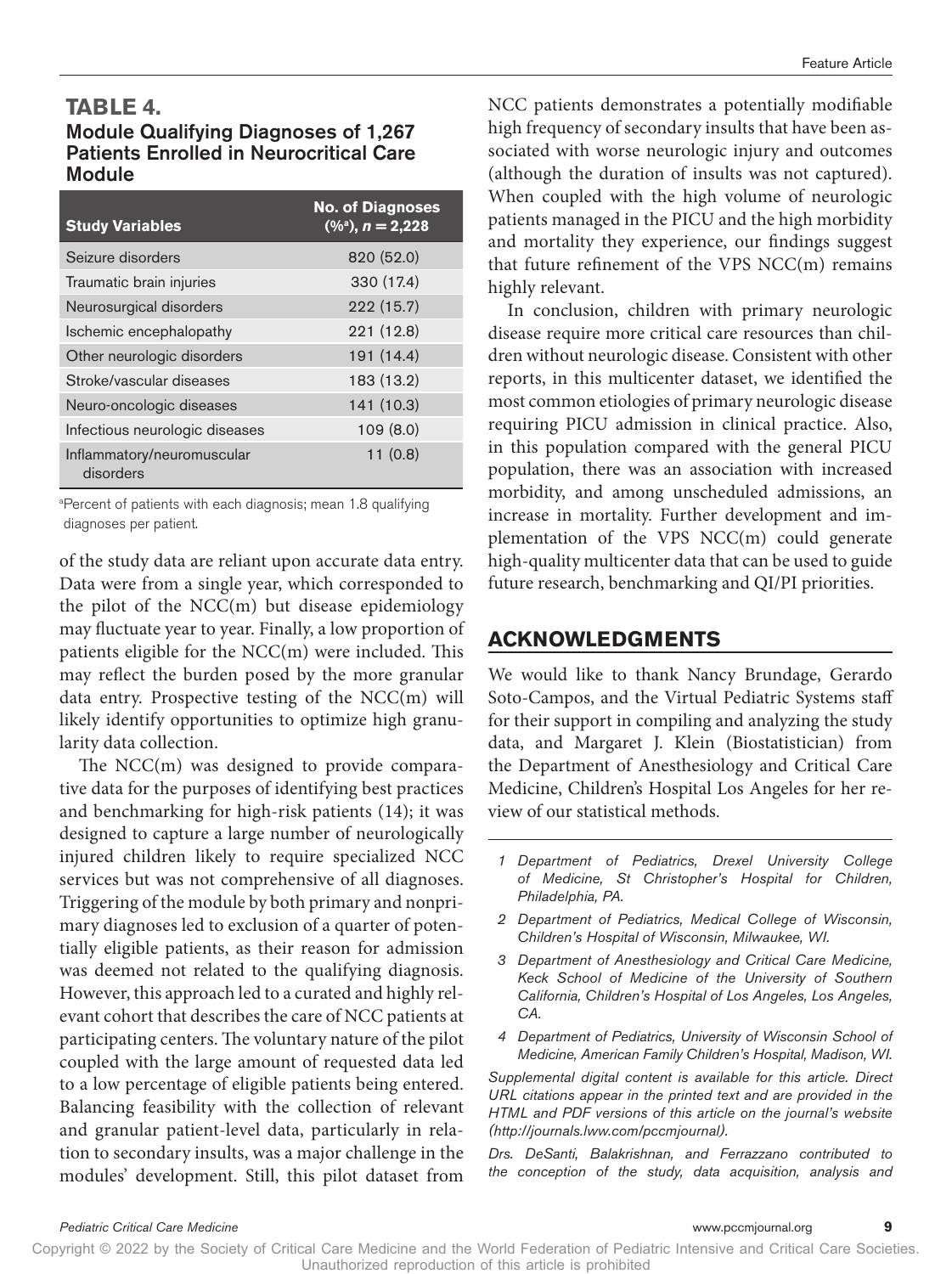**TABLE 4.**
**Module Qualifying Diagnoses of 1,267 Patients Enrolled in Neurocritical Care Module**

| Study Variables | No. of Diagnoses (%[a]), $n = 2,228$ |
|---|---|
| Seizure disorders | 820 (52.0) |
| Traumatic brain injuries | 330 (17.4) |
| Neurosurgical disorders | 222 (15.7) |
| Ischemic encephalopathy | 221 (12.8) |
| Other neurologic disorders | 191 (14.4) |
| Stroke/vascular diseases | 183 (13.2) |
| Neuro-oncologic diseases | 141 (10.3) |
| Infectious neurologic diseases | 109 (8.0) |
| Inflammatory/neuromuscular disorders | 11 (0.8) |

[a]Percent of patients with each diagnosis; mean 1.8 qualifying diagnoses per patient.

of the study data are reliant upon accurate data entry. Data were from a single year, which corresponded to the pilot of the NCC(m) but disease epidemiology may fluctuate year to year. Finally, a low proportion of patients eligible for the NCC(m) were included. This may reflect the burden posed by the more granular data entry. Prospective testing of the NCC(m) will likely identify opportunities to optimize high granularity data collection.

The NCC(m) was designed to provide comparative data for the purposes of identifying best practices and benchmarking for high-risk patients (14); it was designed to capture a large number of neurologically injured children likely to require specialized NCC services but was not comprehensive of all diagnoses. Triggering of the module by both primary and nonprimary diagnoses led to exclusion of a quarter of potentially eligible patients, as their reason for admission was deemed not related to the qualifying diagnosis. However, this approach led to a curated and highly relevant cohort that describes the care of NCC patients at participating centers. The voluntary nature of the pilot coupled with the large amount of requested data led to a low percentage of eligible patients being entered. Balancing feasibility with the collection of relevant and granular patient-level data, particularly in relation to secondary insults, was a major challenge in the modules' development. Still, this pilot dataset from NCC patients demonstrates a potentially modifiable high frequency of secondary insults that have been associated with worse neurologic injury and outcomes (although the duration of insults was not captured). When coupled with the high volume of neurologic patients managed in the PICU and the high morbidity and mortality they experience, our findings suggest that future refinement of the VPS NCC(m) remains highly relevant.

In conclusion, children with primary neurologic disease require more critical care resources than children without neurologic disease. Consistent with other reports, in this multicenter dataset, we identified the most common etiologies of primary neurologic disease requiring PICU admission in clinical practice. Also, in this population compared with the general PICU population, there was an association with increased morbidity, and among unscheduled admissions, an increase in mortality. Further development and implementation of the VPS NCC(m) could generate high-quality multicenter data that can be used to guide future research, benchmarking and QI/PI priorities.

## ACKNOWLEDGMENTS

We would like to thank Nancy Brundage, Gerardo Soto-Campos, and the Virtual Pediatric Systems staff for their support in compiling and analyzing the study data, and Margaret J. Klein (Biostatistician) from the Department of Anesthesiology and Critical Care Medicine, Children's Hospital Los Angeles for her review of our statistical methods.

*1 Department of Pediatrics, Drexel University College of Medicine, St Christopher's Hospital for Children, Philadelphia, PA.*

*2 Department of Pediatrics, Medical College of Wisconsin, Children's Hospital of Wisconsin, Milwaukee, WI.*

*3 Department of Anesthesiology and Critical Care Medicine, Keck School of Medicine of the University of Southern California, Children's Hospital of Los Angeles, Los Angeles, CA.*

*4 Department of Pediatrics, University of Wisconsin School of Medicine, American Family Children's Hospital, Madison, WI.*

*Supplemental digital content is available for this article. Direct URL citations appear in the printed text and are provided in the HTML and PDF versions of this article on the journal's website (http://journals.lww.com/pccmjournal).*

*Drs. DeSanti, Balakrishnan, and Ferrazzano contributed to the conception of the study, data acquisition, analysis and*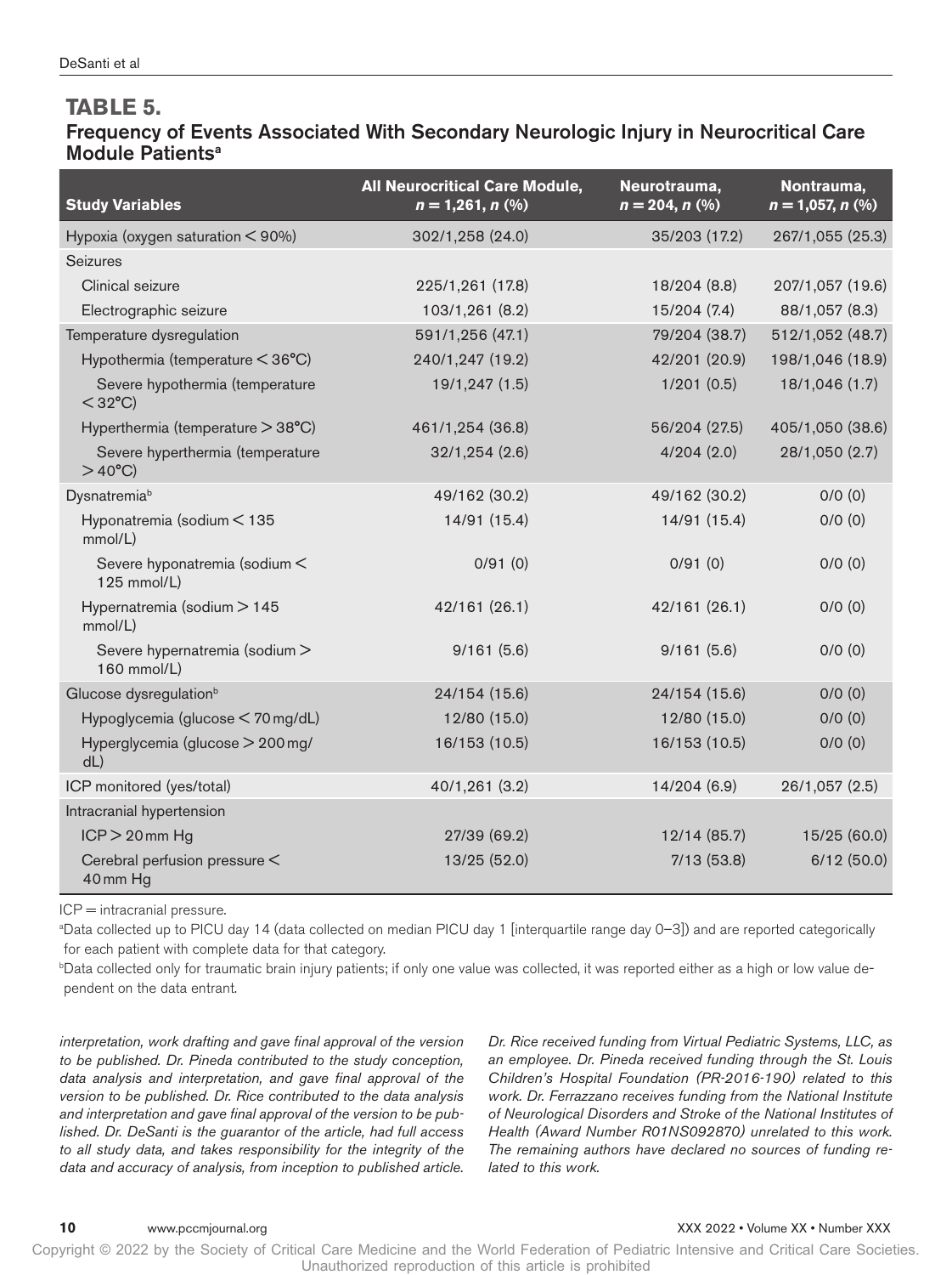## TABLE 5.

### Frequency of Events Associated With Secondary Neurologic Injury in Neurocritical Care Module Patients[a]

| Study Variables | All Neurocritical Care Module, $n = 1,261$, $n$ (%) | Neurotrauma, $n = 204$, $n$ (%) | Nontrauma, $n = 1,057$, $n$ (%) |
|---|---|---|---|
| Hypoxia (oxygen saturation < 90%) | 302/1,258 (24.0) | 35/203 (17.2) | 267/1,055 (25.3) |
| Seizures | | | |
| Clinical seizure | 225/1,261 (17.8) | 18/204 (8.8) | 207/1,057 (19.6) |
| Electrographic seizure | 103/1,261 (8.2) | 15/204 (7.4) | 88/1,057 (8.3) |
| Temperature dysregulation | 591/1,256 (47.1) | 79/204 (38.7) | 512/1,052 (48.7) |
| Hypothermia (temperature < 36°C) | 240/1,247 (19.2) | 42/201 (20.9) | 198/1,046 (18.9) |
| Severe hypothermia (temperature < 32°C) | 19/1,247 (1.5) | 1/201 (0.5) | 18/1,046 (1.7) |
| Hyperthermia (temperature > 38°C) | 461/1,254 (36.8) | 56/204 (27.5) | 405/1,050 (38.6) |
| Severe hyperthermia (temperature > 40°C) | 32/1,254 (2.6) | 4/204 (2.0) | 28/1,050 (2.7) |
| Dysnatremia[b] | 49/162 (30.2) | 49/162 (30.2) | 0/0 (0) |
| Hyponatremia (sodium < 135 mmol/L) | 14/91 (15.4) | 14/91 (15.4) | 0/0 (0) |
| Severe hyponatremia (sodium < 125 mmol/L) | 0/91 (0) | 0/91 (0) | 0/0 (0) |
| Hypernatremia (sodium > 145 mmol/L) | 42/161 (26.1) | 42/161 (26.1) | 0/0 (0) |
| Severe hypernatremia (sodium > 160 mmol/L) | 9/161 (5.6) | 9/161 (5.6) | 0/0 (0) |
| Glucose dysregulation[b] | 24/154 (15.6) | 24/154 (15.6) | 0/0 (0) |
| Hypoglycemia (glucose < 70 mg/dL) | 12/80 (15.0) | 12/80 (15.0) | 0/0 (0) |
| Hyperglycemia (glucose > 200 mg/dL) | 16/153 (10.5) | 16/153 (10.5) | 0/0 (0) |
| ICP monitored (yes/total) | 40/1,261 (3.2) | 14/204 (6.9) | 26/1,057 (2.5) |
| Intracranial hypertension | | | |
| ICP > 20 mm Hg | 27/39 (69.2) | 12/14 (85.7) | 15/25 (60.0) |
| Cerebral perfusion pressure < 40 mm Hg | 13/25 (52.0) | 7/13 (53.8) | 6/12 (50.0) |

ICP = intracranial pressure.

[a]Data collected up to PICU day 14 (data collected on median PICU day 1 [interquartile range day 0–3]) and are reported categorically for each patient with complete data for that category.

[b]Data collected only for traumatic brain injury patients; if only one value was collected, it was reported either as a high or low value dependent on the data entrant.

*interpretation, work drafting and gave final approval of the version to be published. Dr. Pineda contributed to the study conception, data analysis and interpretation, and gave final approval of the version to be published. Dr. Rice contributed to the data analysis and interpretation and gave final approval of the version to be published. Dr. DeSanti is the guarantor of the article, had full access to all study data, and takes responsibility for the integrity of the data and accuracy of analysis, from inception to published article.*

*Dr. Rice received funding from Virtual Pediatric Systems, LLC, as an employee. Dr. Pineda received funding through the St. Louis Children's Hospital Foundation (PR-2016-190) related to this work. Dr. Ferrazzano receives funding from the National Institute of Neurological Disorders and Stroke of the National Institutes of Health (Award Number R01NS092870) unrelated to this work. The remaining authors have declared no sources of funding related to this work.*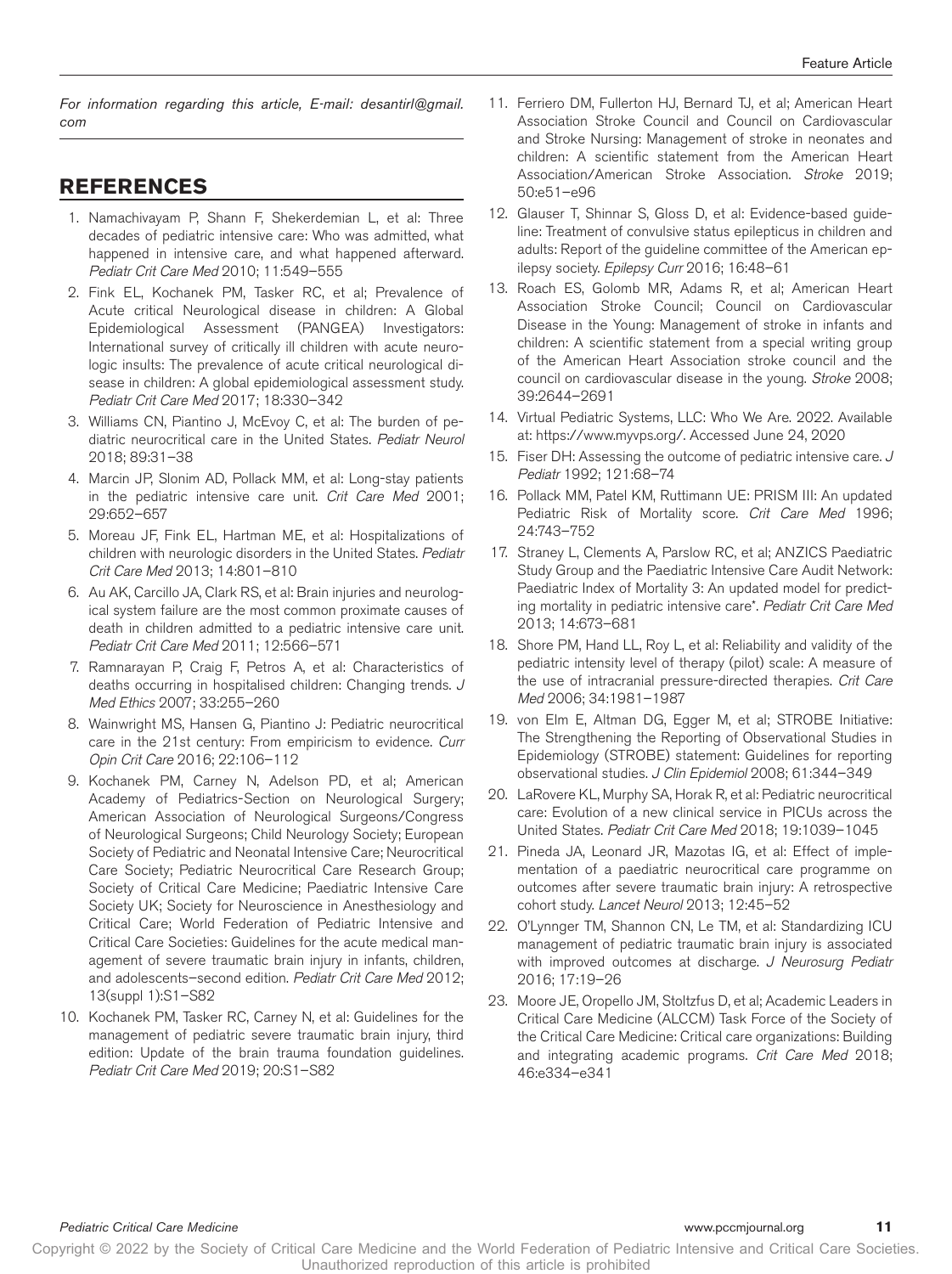*For information regarding this article, E-mail: desantirl@gmail.com*

## REFERENCES

1. Namachivayam P, Shann F, Shekerdemian L, et al: Three decades of pediatric intensive care: Who was admitted, what happened in intensive care, and what happened afterward. *Pediatr Crit Care Med* 2010; 11:549–555
2. Fink EL, Kochanek PM, Tasker RC, et al; Prevalence of Acute critical Neurological disease in children: A Global Epidemiological Assessment (PANGEA) Investigators: International survey of critically ill children with acute neurologic insults: The prevalence of acute critical neurological disease in children: A global epidemiological assessment study. *Pediatr Crit Care Med* 2017; 18:330–342
3. Williams CN, Piantino J, McEvoy C, et al: The burden of pediatric neurocritical care in the United States. *Pediatr Neurol* 2018; 89:31–38
4. Marcin JP, Slonim AD, Pollack MM, et al: Long-stay patients in the pediatric intensive care unit. *Crit Care Med* 2001; 29:652–657
5. Moreau JF, Fink EL, Hartman ME, et al: Hospitalizations of children with neurologic disorders in the United States. *Pediatr Crit Care Med* 2013; 14:801–810
6. Au AK, Carcillo JA, Clark RS, et al: Brain injuries and neurological system failure are the most common proximate causes of death in children admitted to a pediatric intensive care unit. *Pediatr Crit Care Med* 2011; 12:566–571
7. Ramnarayan P, Craig F, Petros A, et al: Characteristics of deaths occurring in hospitalised children: Changing trends. *J Med Ethics* 2007; 33:255–260
8. Wainwright MS, Hansen G, Piantino J: Pediatric neurocritical care in the 21st century: From empiricism to evidence. *Curr Opin Crit Care* 2016; 22:106–112
9. Kochanek PM, Carney N, Adelson PD, et al; American Academy of Pediatrics-Section on Neurological Surgery; American Association of Neurological Surgeons/Congress of Neurological Surgeons; Child Neurology Society; European Society of Pediatric and Neonatal Intensive Care; Neurocritical Care Society; Pediatric Neurocritical Care Research Group; Society of Critical Care Medicine; Paediatric Intensive Care Society UK; Society for Neuroscience in Anesthesiology and Critical Care; World Federation of Pediatric Intensive and Critical Care Societies: Guidelines for the acute medical management of severe traumatic brain injury in infants, children, and adolescents–second edition. *Pediatr Crit Care Med* 2012; 13(suppl 1):S1–S82
10. Kochanek PM, Tasker RC, Carney N, et al: Guidelines for the management of pediatric severe traumatic brain injury, third edition: Update of the brain trauma foundation guidelines. *Pediatr Crit Care Med* 2019; 20:S1–S82
11. Ferriero DM, Fullerton HJ, Bernard TJ, et al; American Heart Association Stroke Council and Council on Cardiovascular and Stroke Nursing: Management of stroke in neonates and children: A scientific statement from the American Heart Association/American Stroke Association. *Stroke* 2019; 50:e51–e96
12. Glauser T, Shinnar S, Gloss D, et al: Evidence-based guideline: Treatment of convulsive status epilepticus in children and adults: Report of the guideline committee of the American epilepsy society. *Epilepsy Curr* 2016; 16:48–61
13. Roach ES, Golomb MR, Adams R, et al; American Heart Association Stroke Council; Council on Cardiovascular Disease in the Young: Management of stroke in infants and children: A scientific statement from a special writing group of the American Heart Association stroke council and the council on cardiovascular disease in the young. *Stroke* 2008; 39:2644–2691
14. Virtual Pediatric Systems, LLC: Who We Are. 2022. Available at: https://www.myvps.org/. Accessed June 24, 2020
15. Fiser DH: Assessing the outcome of pediatric intensive care. *J Pediatr* 1992; 121:68–74
16. Pollack MM, Patel KM, Ruttimann UE: PRISM III: An updated Pediatric Risk of Mortality score. *Crit Care Med* 1996; 24:743–752
17. Straney L, Clements A, Parslow RC, et al; ANZICS Paediatric Study Group and the Paediatric Intensive Care Audit Network: Paediatric Index of Mortality 3: An updated model for predicting mortality in pediatric intensive care*. *Pediatr Crit Care Med* 2013; 14:673–681
18. Shore PM, Hand LL, Roy L, et al: Reliability and validity of the pediatric intensity level of therapy (pilot) scale: A measure of the use of intracranial pressure-directed therapies. *Crit Care Med* 2006; 34:1981–1987
19. von Elm E, Altman DG, Egger M, et al; STROBE Initiative: The Strengthening the Reporting of Observational Studies in Epidemiology (STROBE) statement: Guidelines for reporting observational studies. *J Clin Epidemiol* 2008; 61:344–349
20. LaRovere KL, Murphy SA, Horak R, et al: Pediatric neurocritical care: Evolution of a new clinical service in PICUs across the United States. *Pediatr Crit Care Med* 2018; 19:1039–1045
21. Pineda JA, Leonard JR, Mazotas IG, et al: Effect of implementation of a paediatric neurocritical care programme on outcomes after severe traumatic brain injury: A retrospective cohort study. *Lancet Neurol* 2013; 12:45–52
22. O'Lynnger TM, Shannon CN, Le TM, et al: Standardizing ICU management of pediatric traumatic brain injury is associated with improved outcomes at discharge. *J Neurosurg Pediatr* 2016; 17:19–26
23. Moore JE, Oropello JM, Stoltzfus D, et al; Academic Leaders in Critical Care Medicine (ALCCM) Task Force of the Society of the Critical Care Medicine: Critical care organizations: Building and integrating academic programs. *Crit Care Med* 2018; 46:e334–e341